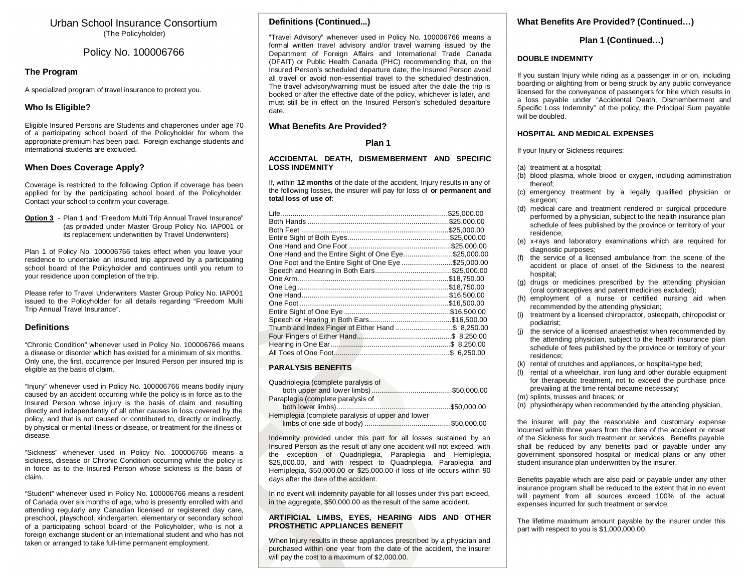Urban School Insurance Consortium
(The Policyholder)

Policy No. 100006766

## The Program

A specialized program of travel insurance to protect you.

## Who Is Eligible?

Eligible Insured Persons are Students and chaperones under age 70 of a participating school board of the Policyholder for whom the appropriate premium has been paid. Foreign exchange students and international students are excluded.

## When Does Coverage Apply?

Coverage is restricted to the following Option if coverage has been applied for by the participating school board of the Policyholder. Contact your school to confirm your coverage.

**Option 3** - Plan 1 and "Freedom Multi Trip Annual Travel Insurance" (as provided under Master Group Policy No. IAP001 or its replacement underwritten by Travel Underwriters)

Plan 1 of Policy No. 100006766 takes effect when you leave your residence to undertake an insured trip approved by a participating school board of the Policyholder and continues until you return to your residence upon completion of the trip.

Please refer to Travel Underwriters Master Group Policy No. IAP001 issued to the Policyholder for all details regarding "Freedom Multi Trip Annual Travel Insurance".

## Definitions

"Chronic Condition" whenever used in Policy No. 100006766 means a disease or disorder which has existed for a minimum of six months. Only one, the first, occurrence per Insured Person per insured trip is eligible as the basis of claim.

"Injury" whenever used in Policy No. 100006766 means bodily injury caused by an accident occurring while the policy is in force as to the Insured Person whose injury is the basis of claim and resulting directly and independently of all other causes in loss covered by the policy, and that is not caused or contributed to, directly or indirectly, by physical or mental illness or disease, or treatment for the illness or disease.

"Sickness" whenever used in Policy No. 100006766 means a sickness, disease or Chronic Condition occurring while the policy is in force as to the Insured Person whose sickness is the basis of claim.

"Student" whenever used in Policy No. 100006766 means a resident of Canada over six months of age, who is presently enrolled with and attending regularly any Canadian licensed or registered day care, preschool, playschool, kindergarten, elementary or secondary school of a participating school board of the Policyholder, who is not a foreign exchange student or an international student and who has not taken or arranged to take full-time permanent employment.

## Definitions (Continued...)

"Travel Advisory" whenever used in Policy No. 100006766 means a formal written travel advisory and/or travel warning issued by the Department of Foreign Affairs and International Trade Canada (DFAIT) or Public Health Canada (PHC) recommending that, on the Insured Person's scheduled departure date, the Insured Person avoid all travel or avoid non-essential travel to the scheduled destination. The travel advisory/warning must be issued after the date the trip is booked or after the effective date of the policy, whichever is later, and must still be in effect on the Insured Person's scheduled departure date.

## What Benefits Are Provided?

### Plan 1

#### ACCIDENTAL DEATH, DISMEMBERMENT AND SPECIFIC LOSS INDEMNITY

If, within **12 months** of the date of the accident, Injury results in any of the following losses, the insurer will pay for loss of **or permanent and total loss of use of**:

| Loss | Amount |
|---|---|
| Life | $25,000.00 |
| Both Hands | $25,000.00 |
| Both Feet | $25,000.00 |
| Entire Sight of Both Eyes | $25,000.00 |
| One Hand and One Foot | $25,000.00 |
| One Hand and the Entire Sight of One Eye | $25,000.00 |
| One Foot and the Entire Sight of One Eye | $25,000.00 |
| Speech and Hearing in Both Ears | $25,000.00 |
| One Arm | $18,750.00 |
| One Leg | $18,750.00 |
| One Hand | $16,500.00 |
| One Foot | $16,500.00 |
| Entire Sight of One Eye | $16,500.00 |
| Speech or Hearing in Both Ears | $16,500.00 |
| Thumb and Index Finger of Either Hand | $ 8,250.00 |
| Four Fingers of Either Hand | $ 8,250.00 |
| Hearing in One Ear | $ 8,250.00 |
| All Toes of One Foot | $ 6,250.00 |

#### PARALYSIS BENEFITS

| Paralysis | Amount |
|---|---|
| Quadriplegia (complete paralysis of both upper and lower limbs) | $50,000.00 |
| Paraplegia (complete paralysis of both lower limbs) | $50,000.00 |
| Hemiplegia (complete paralysis of upper and lower limbs of one side of body) | $50,000.00 |

Indemnity provided under this part for all losses sustained by an Insured Person as the result of any one accident will not exceed, with the exception of Quadriplegia, Paraplegia and Hemiplegia, $25,000.00, and with respect to Quadriplegia, Paraplegia and Hemiplegia, $50,000.00 or $25,000.00 if loss of life occurs within 90 days after the date of the accident.

In no event will indemnity payable for all losses under this part exceed, in the aggregate, $50,000.00 as the result of the same accident.

#### ARTIFICIAL LIMBS, EYES, HEARING AIDS AND OTHER PROSTHETIC APPLIANCES BENEFIT

When Injury results in these appliances prescribed by a physician and purchased within one year from the date of the accident, the insurer will pay the cost to a maximum of $2,000.00.

## What Benefits Are Provided? (Continued…)

### Plan 1 (Continued…)

#### DOUBLE INDEMNITY

If you sustain Injury while riding as a passenger in or on, including boarding or alighting from or being struck by any public conveyance licensed for the conveyance of passengers for hire which results in a loss payable under "Accidental Death, Dismemberment and Specific Loss Indemnity" of the policy, the Principal Sum payable will be doubled.

#### HOSPITAL AND MEDICAL EXPENSES

If your Injury or Sickness requires:

(a) treatment at a hospital;
(b) blood plasma, whole blood or oxygen, including administration thereof;
(c) emergency treatment by a legally qualified physician or surgeon;
(d) medical care and treatment rendered or surgical procedure performed by a physician, subject to the health insurance plan schedule of fees published by the province or territory of your residence;
(e) x-rays and laboratory examinations which are required for diagnostic purposes;
(f) the service of a licensed ambulance from the scene of the accident or place of onset of the Sickness to the nearest hospital;
(g) drugs or medicines prescribed by the attending physician (oral contraceptives and patent medicines excluded);
(h) employment of a nurse or certified nursing aid when recommended by the attending physician;
(i) treatment by a licensed chiropractor, osteopath, chiropodist or podiatrist;
(j) the service of a licensed anaesthetist when recommended by the attending physician, subject to the health insurance plan schedule of fees published by the province or territory of your residence;
(k) rental of crutches and appliances, or hospital-type bed;
(l) rental of a wheelchair, iron lung and other durable equipment for therapeutic treatment, not to exceed the purchase price prevailing at the time rental became necessary;
(m) splints, trusses and braces; or
(n) physiotherapy when recommended by the attending physician,

the insurer will pay the reasonable and customary expense incurred within three years from the date of the accident or onset of the Sickness for such treatment or services. Benefits payable shall be reduced by any benefits paid or payable under any government sponsored hospital or medical plans or any other student insurance plan underwritten by the insurer.

Benefits payable which are also paid or payable under any other insurance program shall be reduced to the extent that in no event will payment from all sources exceed 100% of the actual expenses incurred for such treatment or service.

The lifetime maximum amount payable by the insurer under this part with respect to you is $1,000,000.00.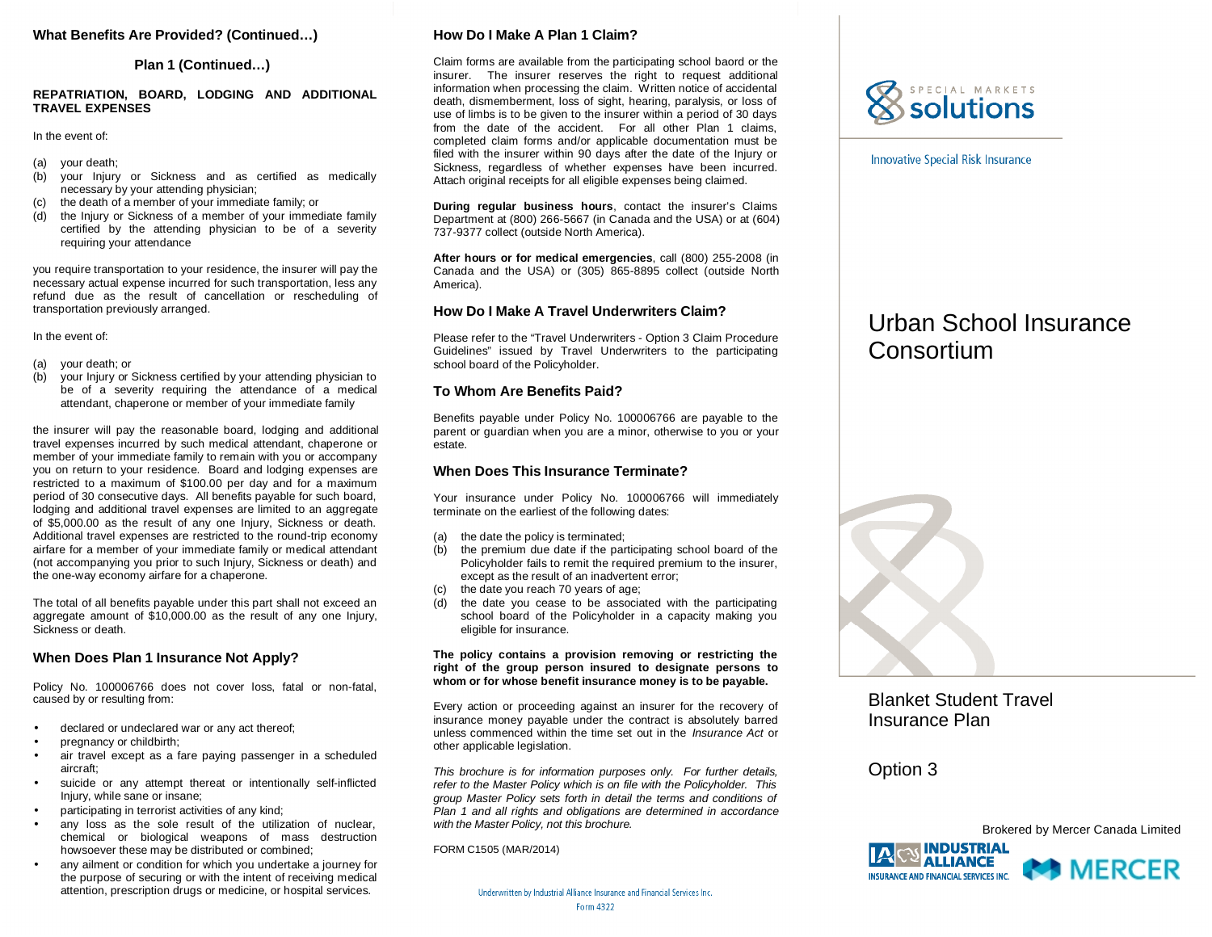## What Benefits Are Provided? (Continued…)

### Plan 1 (Continued…)

**REPATRIATION, BOARD, LODGING AND ADDITIONAL TRAVEL EXPENSES**

In the event of:

(a) your death;
(b) your Injury or Sickness and as certified as medically necessary by your attending physician;
(c) the death of a member of your immediate family; or
(d) the Injury or Sickness of a member of your immediate family certified by the attending physician to be of a severity requiring your attendance

you require transportation to your residence, the insurer will pay the necessary actual expense incurred for such transportation, less any refund due as the result of cancellation or rescheduling of transportation previously arranged.

In the event of:

(a) your death; or
(b) your Injury or Sickness certified by your attending physician to be of a severity requiring the attendance of a medical attendant, chaperone or member of your immediate family

the insurer will pay the reasonable board, lodging and additional travel expenses incurred by such medical attendant, chaperone or member of your immediate family to remain with you or accompany you on return to your residence. Board and lodging expenses are restricted to a maximum of $100.00 per day and for a maximum period of 30 consecutive days. All benefits payable for such board, lodging and additional travel expenses are limited to an aggregate of $5,000.00 as the result of any one Injury, Sickness or death. Additional travel expenses are restricted to the round-trip economy airfare for a member of your immediate family or medical attendant (not accompanying you prior to such Injury, Sickness or death) and the one-way economy airfare for a chaperone.

The total of all benefits payable under this part shall not exceed an aggregate amount of $10,000.00 as the result of any one Injury, Sickness or death.

## When Does Plan 1 Insurance Not Apply?

Policy No. 100006766 does not cover loss, fatal or non-fatal, caused by or resulting from:

- declared or undeclared war or any act thereof;
- pregnancy or childbirth;
- air travel except as a fare paying passenger in a scheduled aircraft;
- suicide or any attempt thereat or intentionally self-inflicted Injury, while sane or insane;
- participating in terrorist activities of any kind;
- any loss as the sole result of the utilization of nuclear, chemical or biological weapons of mass destruction howsoever these may be distributed or combined;
- any ailment or condition for which you undertake a journey for the purpose of securing or with the intent of receiving medical attention, prescription drugs or medicine, or hospital services.

## How Do I Make A Plan 1 Claim?

Claim forms are available from the participating school baord or the insurer. The insurer reserves the right to request additional information when processing the claim. Written notice of accidental death, dismemberment, loss of sight, hearing, paralysis, or loss of use of limbs is to be given to the insurer within a period of 30 days from the date of the accident. For all other Plan 1 claims, completed claim forms and/or applicable documentation must be filed with the insurer within 90 days after the date of the Injury or Sickness, regardless of whether expenses have been incurred. Attach original receipts for all eligible expenses being claimed.

**During regular business hours**, contact the insurer's Claims Department at (800) 266-5667 (in Canada and the USA) or at (604) 737-9377 collect (outside North America).

**After hours or for medical emergencies**, call (800) 255-2008 (in Canada and the USA) or (305) 865-8895 collect (outside North America).

## How Do I Make A Travel Underwriters Claim?

Please refer to the "Travel Underwriters - Option 3 Claim Procedure Guidelines" issued by Travel Underwriters to the participating school board of the Policyholder.

## To Whom Are Benefits Paid?

Benefits payable under Policy No. 100006766 are payable to the parent or guardian when you are a minor, otherwise to you or your estate.

## When Does This Insurance Terminate?

Your insurance under Policy No. 100006766 will immediately terminate on the earliest of the following dates:

(a) the date the policy is terminated;
(b) the premium due date if the participating school board of the Policyholder fails to remit the required premium to the insurer, except as the result of an inadvertent error;
(c) the date you reach 70 years of age;
(d) the date you cease to be associated with the participating school board of the Policyholder in a capacity making you eligible for insurance.

**The policy contains a provision removing or restricting the right of the group person insured to designate persons to whom or for whose benefit insurance money is to be payable.**

Every action or proceeding against an insurer for the recovery of insurance money payable under the contract is absolutely barred unless commenced within the time set out in the *Insurance Act* or other applicable legislation.

*This brochure is for information purposes only. For further details, refer to the Master Policy which is on file with the Policyholder. This group Master Policy sets forth in detail the terms and conditions of Plan 1 and all rights and obligations are determined in accordance with the Master Policy, not this brochure.*

FORM C1505 (MAR/2014)

Underwritten by Industrial Alliance Insurance and Financial Services Inc.

Form 4322

SPECIAL MARKETS solutions

Innovative Special Risk Insurance

# Urban School Insurance Consortium

## Blanket Student Travel Insurance Plan

## Option 3

Brokered by Mercer Canada Limited

INDUSTRIAL ALLIANCE INSURANCE AND FINANCIAL SERVICES INC.

MERCER